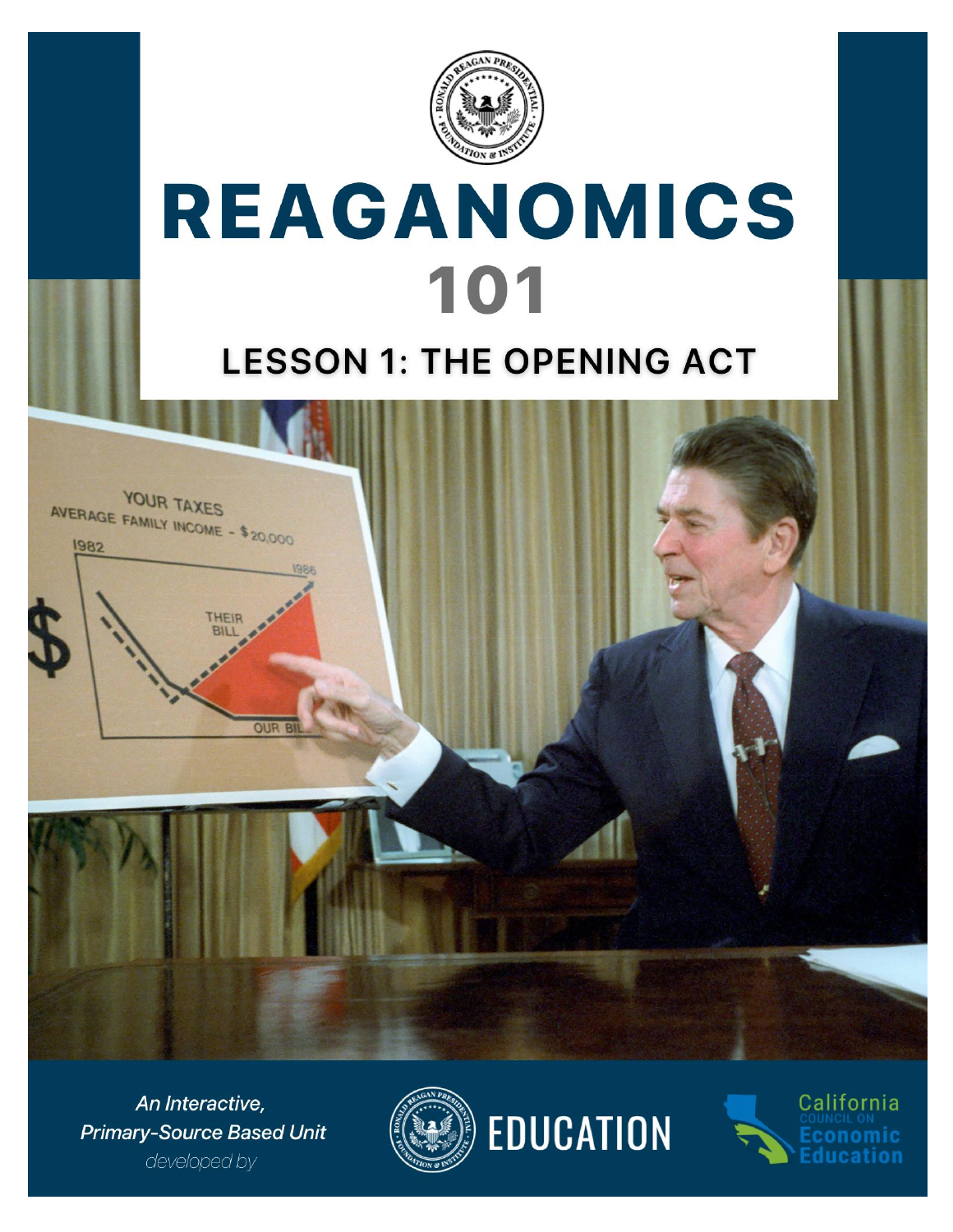# REAGANOMICS

# 101

## LESSON 1: THE OPENING ACT

*An Interactive, Primary-Source Based Unit developed by*

EDUCATION

California Council on Economic Education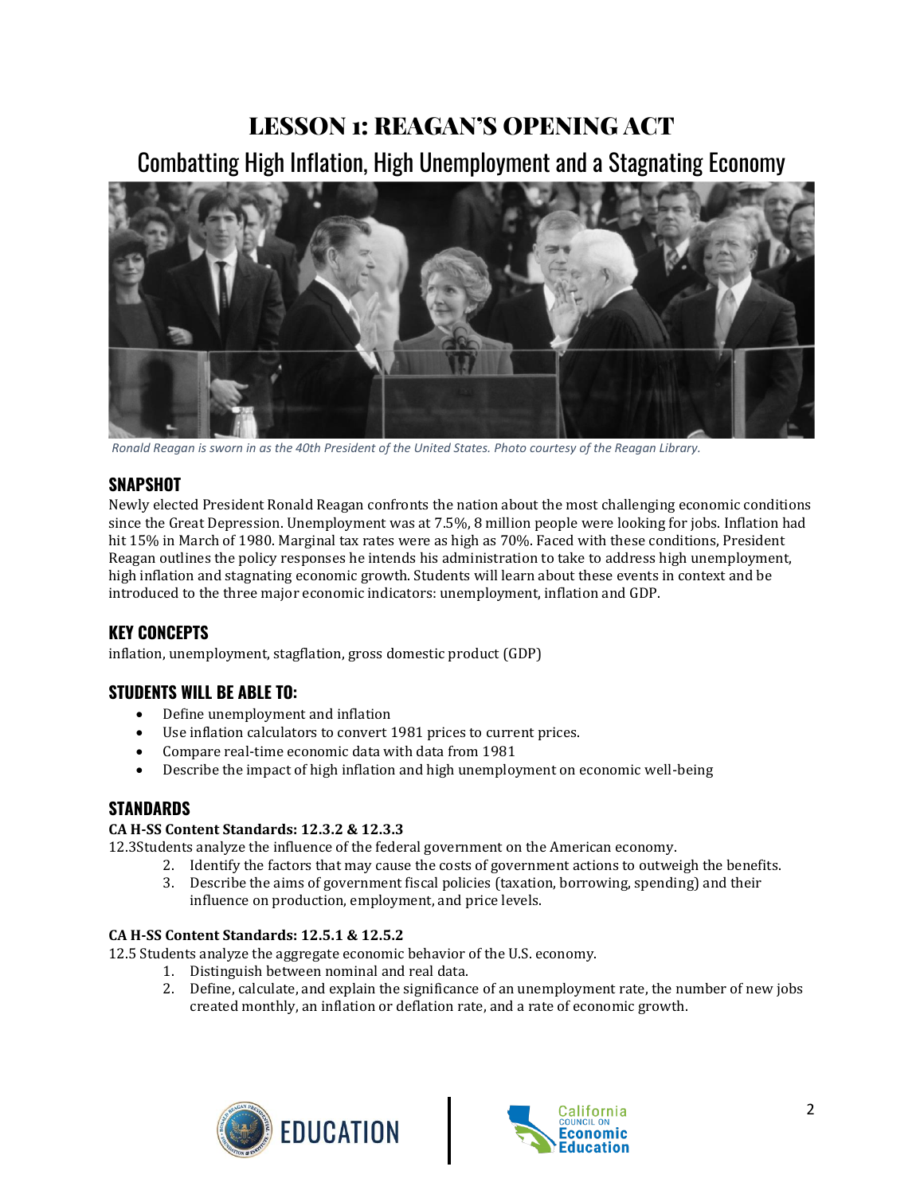# LESSON 1: REAGAN'S OPENING ACT

## Combatting High Inflation, High Unemployment and a Stagnating Economy

*Ronald Reagan is sworn in as the 40th President of the United States. Photo courtesy of the Reagan Library.*

## SNAPSHOT

Newly elected President Ronald Reagan confronts the nation about the most challenging economic conditions since the Great Depression. Unemployment was at 7.5%, 8 million people were looking for jobs. Inflation had hit 15% in March of 1980. Marginal tax rates were as high as 70%. Faced with these conditions, President Reagan outlines the policy responses he intends his administration to take to address high unemployment, high inflation and stagnating economic growth. Students will learn about these events in context and be introduced to the three major economic indicators: unemployment, inflation and GDP.

## KEY CONCEPTS

inflation, unemployment, stagflation, gross domestic product (GDP)

## STUDENTS WILL BE ABLE TO:

- Define unemployment and inflation
- Use inflation calculators to convert 1981 prices to current prices.
- Compare real-time economic data with data from 1981
- Describe the impact of high inflation and high unemployment on economic well-being

## STANDARDS

**CA H-SS Content Standards: 12.3.2 & 12.3.3**

12.3Students analyze the influence of the federal government on the American economy.

2. Identify the factors that may cause the costs of government actions to outweigh the benefits.
3. Describe the aims of government fiscal policies (taxation, borrowing, spending) and their influence on production, employment, and price levels.

**CA H-SS Content Standards: 12.5.1 & 12.5.2**

12.5 Students analyze the aggregate economic behavior of the U.S. economy.

1. Distinguish between nominal and real data.
2. Define, calculate, and explain the significance of an unemployment rate, the number of new jobs created monthly, an inflation or deflation rate, and a rate of economic growth.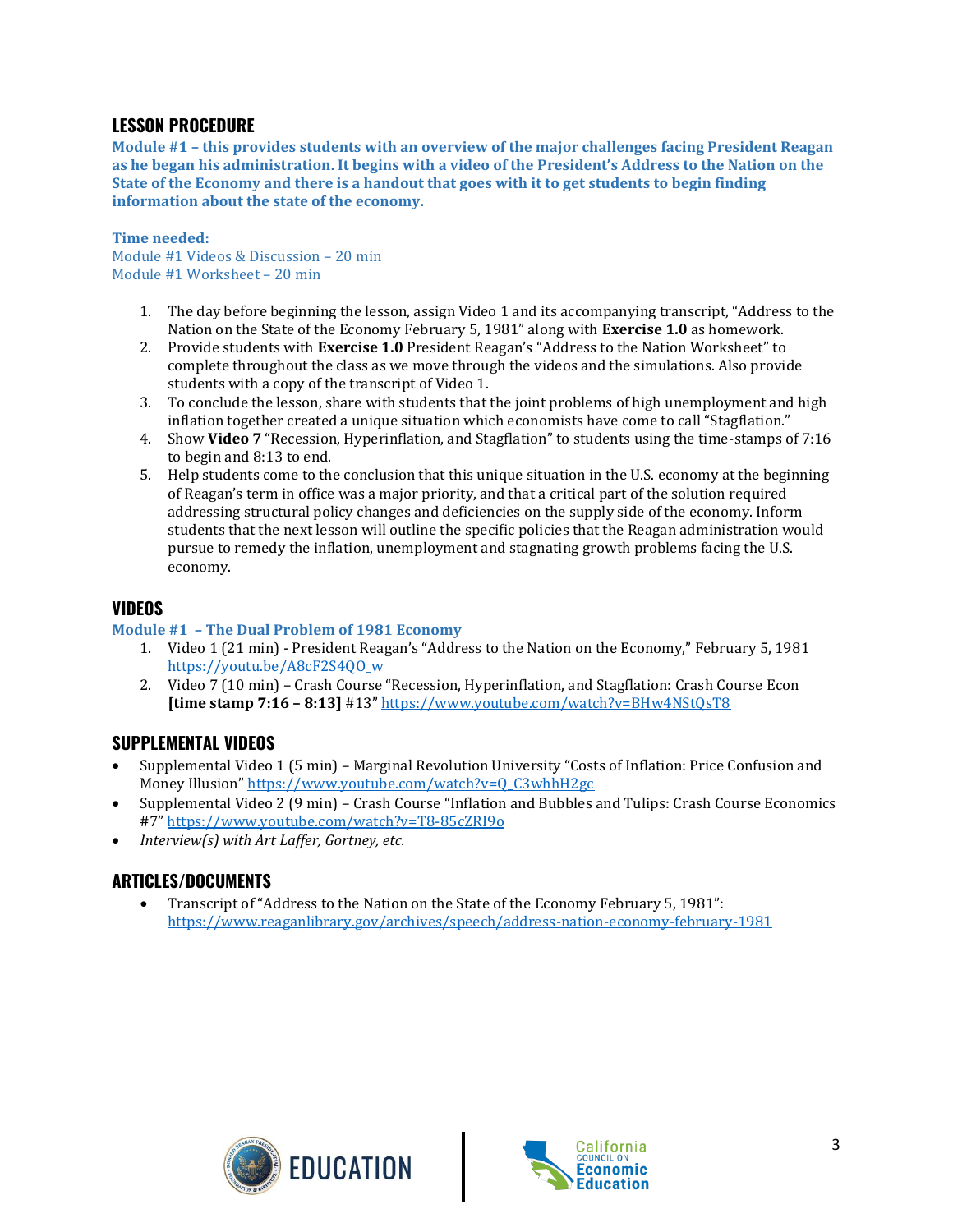## LESSON PROCEDURE

**Module #1 – this provides students with an overview of the major challenges facing President Reagan as he began his administration. It begins with a video of the President's Address to the Nation on the State of the Economy and there is a handout that goes with it to get students to begin finding information about the state of the economy.**

**Time needed:**
Module #1 Videos & Discussion – 20 min
Module #1 Worksheet – 20 min

1. The day before beginning the lesson, assign Video 1 and its accompanying transcript, "Address to the Nation on the State of the Economy February 5, 1981" along with **Exercise 1.0** as homework.
2. Provide students with **Exercise 1.0** President Reagan's "Address to the Nation Worksheet" to complete throughout the class as we move through the videos and the simulations. Also provide students with a copy of the transcript of Video 1.
3. To conclude the lesson, share with students that the joint problems of high unemployment and high inflation together created a unique situation which economists have come to call "Stagflation."
4. Show **Video 7** "Recession, Hyperinflation, and Stagflation" to students using the time-stamps of 7:16 to begin and 8:13 to end.
5. Help students come to the conclusion that this unique situation in the U.S. economy at the beginning of Reagan's term in office was a major priority, and that a critical part of the solution required addressing structural policy changes and deficiencies on the supply side of the economy. Inform students that the next lesson will outline the specific policies that the Reagan administration would pursue to remedy the inflation, unemployment and stagnating growth problems facing the U.S. economy.

## VIDEOS

**Module #1 – The Dual Problem of 1981 Economy**

1. Video 1 (21 min) - President Reagan's "Address to the Nation on the Economy," February 5, 1981 https://youtu.be/A8cF2S4QO_w
2. Video 7 (10 min) – Crash Course "Recession, Hyperinflation, and Stagflation: Crash Course Econ **[time stamp 7:16 – 8:13]** #13" https://www.youtube.com/watch?v=BHw4NStQsT8

## SUPPLEMENTAL VIDEOS

- Supplemental Video 1 (5 min) – Marginal Revolution University "Costs of Inflation: Price Confusion and Money Illusion" https://www.youtube.com/watch?v=Q_C3whhH2gc
- Supplemental Video 2 (9 min) – Crash Course "Inflation and Bubbles and Tulips: Crash Course Economics #7" https://www.youtube.com/watch?v=T8-85cZRI9o
- *Interview(s) with Art Laffer, Gortney, etc.*

## ARTICLES/DOCUMENTS

- Transcript of "Address to the Nation on the State of the Economy February 5, 1981": https://www.reaganlibrary.gov/archives/speech/address-nation-economy-february-1981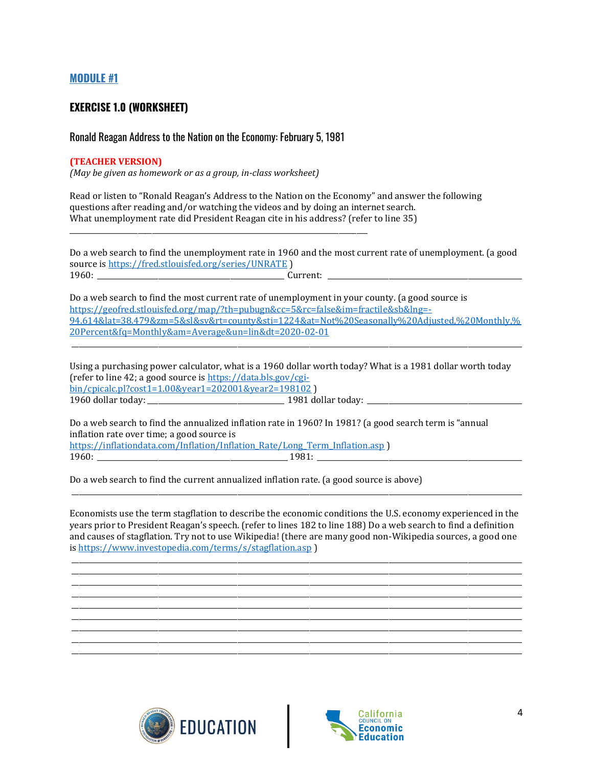## MODULE #1

### EXERCISE 1.0 (WORKSHEET)

Ronald Reagan Address to the Nation on the Economy: February 5, 1981

**(TEACHER VERSION)**
*(May be given as homework or as a group, in-class worksheet)*

Read or listen to "Ronald Reagan's Address to the Nation on the Economy" and answer the following questions after reading and/or watching the videos and by doing an internet search.
What unemployment rate did President Reagan cite in his address? (refer to line 35)

______________________________________________

Do a web search to find the unemployment rate in 1960 and the most current rate of unemployment. (a good source is https://fred.stlouisfed.org/series/UNRATE )
1960: ______________________ Current: ______________________

Do a web search to find the most current rate of unemployment in your county. (a good source is https://geofred.stlouisfed.org/map/?th=pubugn&cc=5&rc=false&im=fractile&sb&lng=-94.614&lat=38.479&zm=5&sl&sv&rt=county&sti=1224&at=Not%20Seasonally%20Adjusted,%20Monthly,%20Percent&fq=Monthly&am=Average&un=lin&dt=2020-02-01

______________________________________________

Using a purchasing power calculator, what is a 1960 dollar worth today? What is a 1981 dollar worth today (refer to line 42; a good source is https://data.bls.gov/cgi-bin/cpicalc.pl?cost1=1.00&year1=202001&year2=198102 )
1960 dollar today: ______________________ 1981 dollar today: ______________________

Do a web search to find the annualized inflation rate in 1960? In 1981? (a good search term is "annual inflation rate over time; a good source is https://inflationdata.com/Inflation/Inflation_Rate/Long_Term_Inflation.asp )
1960: ______________________ 1981: ______________________

Do a web search to find the current annualized inflation rate. (a good source is above)

______________________________________________

Economists use the term stagflation to describe the economic conditions the U.S. economy experienced in the years prior to President Reagan's speech. (refer to lines 182 to line 188) Do a web search to find a definition and causes of stagflation. Try not to use Wikipedia! (there are many good non-Wikipedia sources, a good one is https://www.investopedia.com/terms/s/stagflation.asp )

______________________________________________
______________________________________________
______________________________________________
______________________________________________
______________________________________________
______________________________________________
______________________________________________
______________________________________________
______________________________________________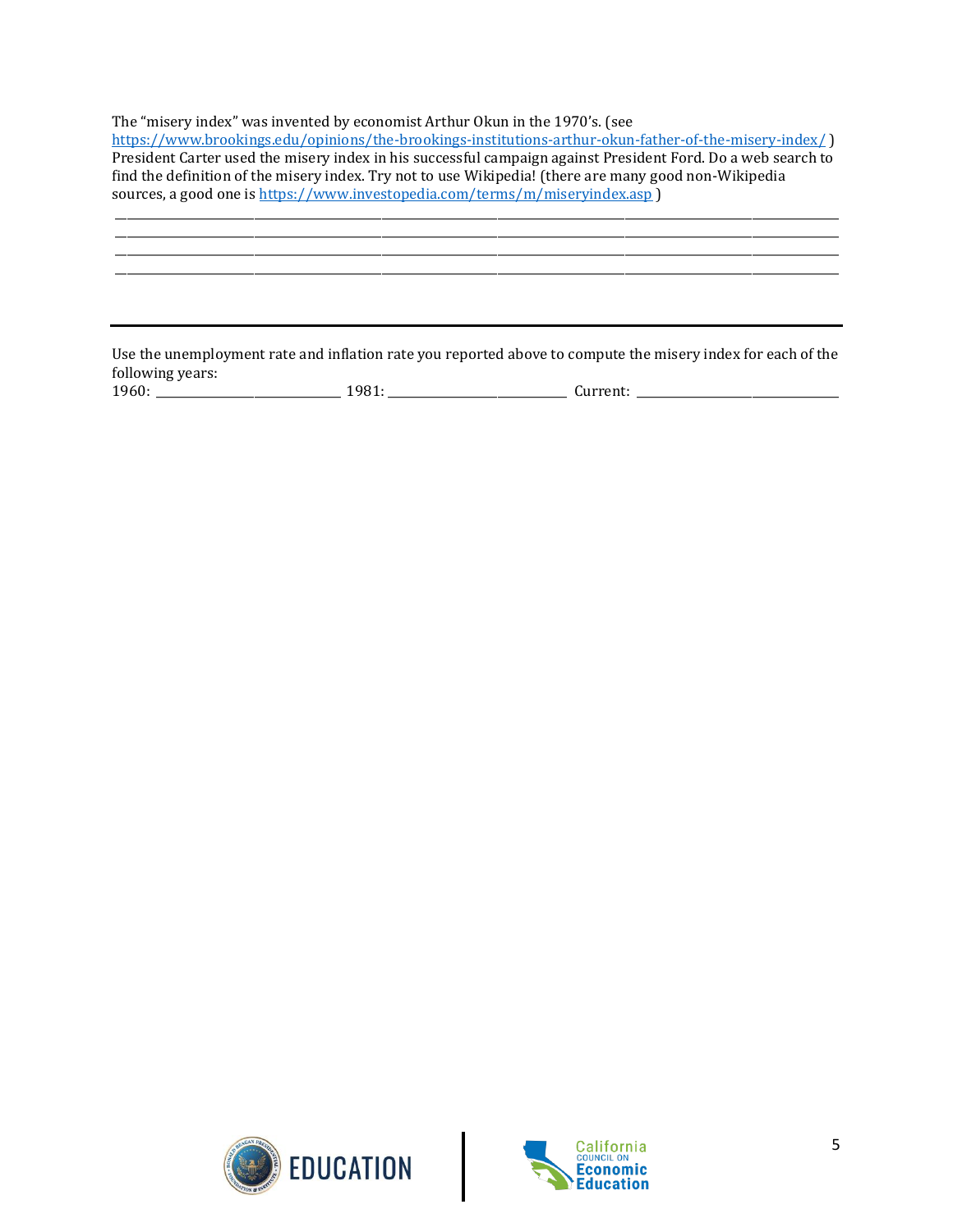The “misery index” was invented by economist Arthur Okun in the 1970’s. (see https://www.brookings.edu/opinions/the-brookings-institutions-arthur-okun-father-of-the-misery-index/ ) President Carter used the misery index in his successful campaign against President Ford. Do a web search to find the definition of the misery index. Try not to use Wikipedia! (there are many good non-Wikipedia sources, a good one is https://www.investopedia.com/terms/m/miseryindex.asp )

\_\_\_\_\_\_\_\_\_\_\_\_\_\_\_\_\_\_\_\_\_\_\_\_\_\_\_\_\_\_\_\_\_\_\_\_\_\_\_\_\_\_\_\_\_\_\_\_\_\_\_\_\_\_\_\_\_\_\_\_\_\_\_\_\_\_\_\_\_\_\_\_\_\_\_\_\_\_

\_\_\_\_\_\_\_\_\_\_\_\_\_\_\_\_\_\_\_\_\_\_\_\_\_\_\_\_\_\_\_\_\_\_\_\_\_\_\_\_\_\_\_\_\_\_\_\_\_\_\_\_\_\_\_\_\_\_\_\_\_\_\_\_\_\_\_\_\_\_\_\_\_\_\_\_\_\_

\_\_\_\_\_\_\_\_\_\_\_\_\_\_\_\_\_\_\_\_\_\_\_\_\_\_\_\_\_\_\_\_\_\_\_\_\_\_\_\_\_\_\_\_\_\_\_\_\_\_\_\_\_\_\_\_\_\_\_\_\_\_\_\_\_\_\_\_\_\_\_\_\_\_\_\_\_\_

\_\_\_\_\_\_\_\_\_\_\_\_\_\_\_\_\_\_\_\_\_\_\_\_\_\_\_\_\_\_\_\_\_\_\_\_\_\_\_\_\_\_\_\_\_\_\_\_\_\_\_\_\_\_\_\_\_\_\_\_\_\_\_\_\_\_\_\_\_\_\_\_\_\_\_\_\_\_

---

Use the unemployment rate and inflation rate you reported above to compute the misery index for each of the following years:

1960: \_\_\_\_\_\_\_\_\_\_\_\_\_\_\_\_\_\_\_\_ 1981: \_\_\_\_\_\_\_\_\_\_\_\_\_\_\_\_\_\_\_\_ Current: \_\_\_\_\_\_\_\_\_\_\_\_\_\_\_\_\_\_\_\_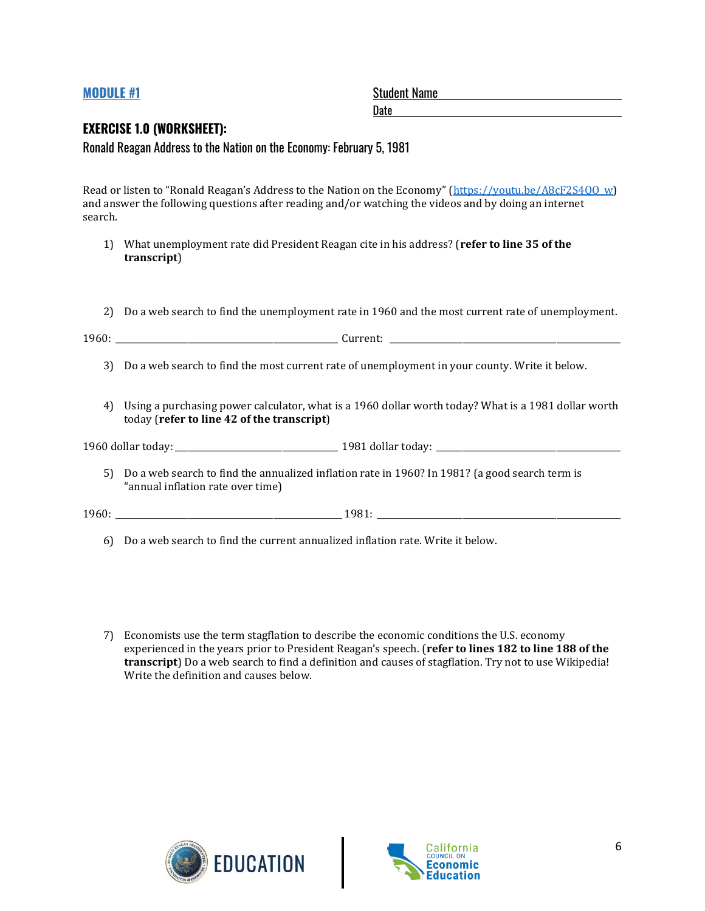**MODULE #1**

Student Name ______________________________

Date ______________________________

## EXERCISE 1.0 (WORKSHEET):

Ronald Reagan Address to the Nation on the Economy: February 5, 1981

Read or listen to "Ronald Reagan's Address to the Nation on the Economy" (https://youtu.be/A8cF2S4QO_w) and answer the following questions after reading and/or watching the videos and by doing an internet search.

1) What unemployment rate did President Reagan cite in his address? (**refer to line 35 of the transcript**)

2) Do a web search to find the unemployment rate in 1960 and the most current rate of unemployment.

1960: ______________________________ Current: ______________________________

3) Do a web search to find the most current rate of unemployment in your county. Write it below.

4) Using a purchasing power calculator, what is a 1960 dollar worth today? What is a 1981 dollar worth today (**refer to line 42 of the transcript**)

1960 dollar today: ______________________________ 1981 dollar today: ______________________________

5) Do a web search to find the annualized inflation rate in 1960? In 1981? (a good search term is "annual inflation rate over time)

1960: ______________________________ 1981: ______________________________

6) Do a web search to find the current annualized inflation rate. Write it below.

7) Economists use the term stagflation to describe the economic conditions the U.S. economy experienced in the years prior to President Reagan's speech. (**refer to lines 182 to line 188 of the transcript**) Do a web search to find a definition and causes of stagflation. Try not to use Wikipedia! Write the definition and causes below.

EDUCATION | California Council on Economic Education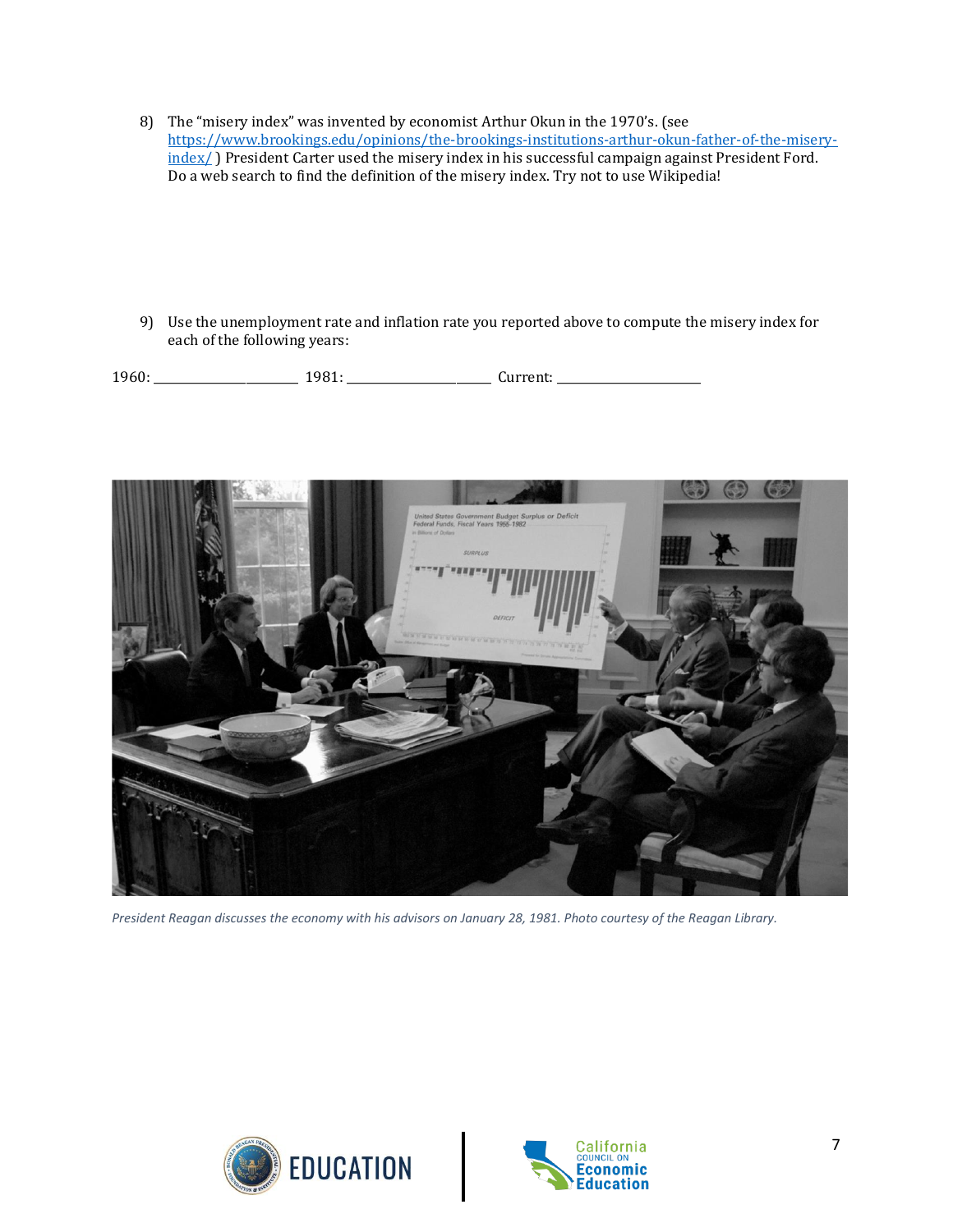8) The "misery index" was invented by economist Arthur Okun in the 1970's. (see [https://www.brookings.edu/opinions/the-brookings-institutions-arthur-okun-father-of-the-misery-index/](https://www.brookings.edu/opinions/the-brookings-institutions-arthur-okun-father-of-the-misery-index/) ) President Carter used the misery index in his successful campaign against President Ford. Do a web search to find the definition of the misery index. Try not to use Wikipedia!

9) Use the unemployment rate and inflation rate you reported above to compute the misery index for each of the following years:

1960: ______________________ 1981: ______________________ Current: ______________________

*President Reagan discusses the economy with his advisors on January 28, 1981. Photo courtesy of the Reagan Library.*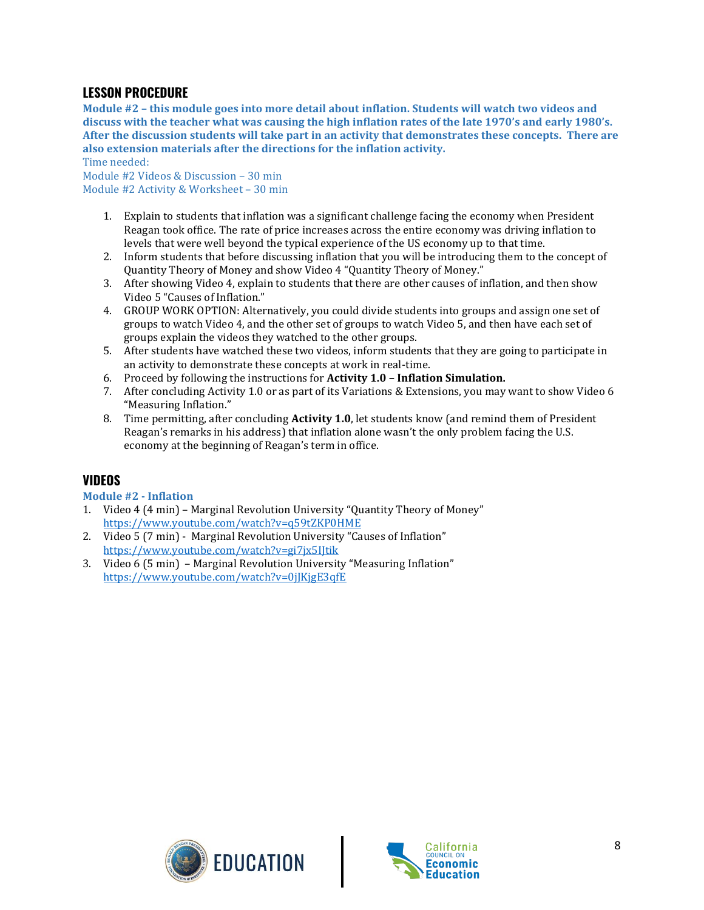## LESSON PROCEDURE

**Module #2 – this module goes into more detail about inflation. Students will watch two videos and discuss with the teacher what was causing the high inflation rates of the late 1970's and early 1980's. After the discussion students will take part in an activity that demonstrates these concepts. There are also extension materials after the directions for the inflation activity.**

Time needed:
Module #2 Videos & Discussion – 30 min
Module #2 Activity & Worksheet – 30 min

1. Explain to students that inflation was a significant challenge facing the economy when President Reagan took office. The rate of price increases across the entire economy was driving inflation to levels that were well beyond the typical experience of the US economy up to that time.
2. Inform students that before discussing inflation that you will be introducing them to the concept of Quantity Theory of Money and show Video 4 "Quantity Theory of Money."
3. After showing Video 4, explain to students that there are other causes of inflation, and then show Video 5 "Causes of Inflation."
4. GROUP WORK OPTION: Alternatively, you could divide students into groups and assign one set of groups to watch Video 4, and the other set of groups to watch Video 5, and then have each set of groups explain the videos they watched to the other groups.
5. After students have watched these two videos, inform students that they are going to participate in an activity to demonstrate these concepts at work in real-time.
6. Proceed by following the instructions for **Activity 1.0 – Inflation Simulation.**
7. After concluding Activity 1.0 or as part of its Variations & Extensions, you may want to show Video 6 "Measuring Inflation."
8. Time permitting, after concluding **Activity 1.0**, let students know (and remind them of President Reagan's remarks in his address) that inflation alone wasn't the only problem facing the U.S. economy at the beginning of Reagan's term in office.

## VIDEOS

**Module #2 - Inflation**

1. Video 4 (4 min) – Marginal Revolution University "Quantity Theory of Money" https://www.youtube.com/watch?v=q59tZKP0HME
2. Video 5 (7 min) - Marginal Revolution University "Causes of Inflation" https://www.youtube.com/watch?v=gi7jx5IJtik
3. Video 6 (5 min) – Marginal Revolution University "Measuring Inflation" https://www.youtube.com/watch?v=0jJKjgE3qfE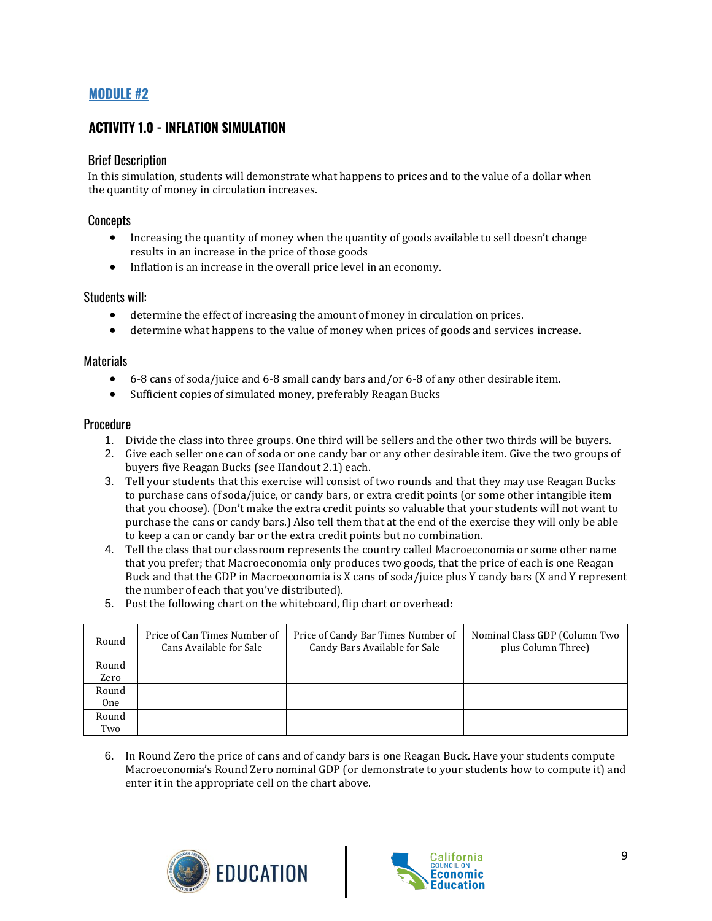## MODULE #2

### ACTIVITY 1.0 - INFLATION SIMULATION

#### Brief Description

In this simulation, students will demonstrate what happens to prices and to the value of a dollar when the quantity of money in circulation increases.

#### Concepts

- Increasing the quantity of money when the quantity of goods available to sell doesn't change results in an increase in the price of those goods
- Inflation is an increase in the overall price level in an economy.

#### Students will:

- determine the effect of increasing the amount of money in circulation on prices.
- determine what happens to the value of money when prices of goods and services increase.

#### Materials

- 6-8 cans of soda/juice and 6-8 small candy bars and/or 6-8 of any other desirable item.
- Sufficient copies of simulated money, preferably Reagan Bucks

#### Procedure

1. Divide the class into three groups. One third will be sellers and the other two thirds will be buyers.
2. Give each seller one can of soda or one candy bar or any other desirable item. Give the two groups of buyers five Reagan Bucks (see Handout 2.1) each.
3. Tell your students that this exercise will consist of two rounds and that they may use Reagan Bucks to purchase cans of soda/juice, or candy bars, or extra credit points (or some other intangible item that you choose). (Don't make the extra credit points so valuable that your students will not want to purchase the cans or candy bars.) Also tell them that at the end of the exercise they will only be able to keep a can or candy bar or the extra credit points but no combination.
4. Tell the class that our classroom represents the country called Macroeconomia or some other name that you prefer; that Macroeconomia only produces two goods, that the price of each is one Reagan Buck and that the GDP in Macroeconomia is X cans of soda/juice plus Y candy bars (X and Y represent the number of each that you've distributed).
5. Post the following chart on the whiteboard, flip chart or overhead:

| Round | Price of Can Times Number of Cans Available for Sale | Price of Candy Bar Times Number of Candy Bars Available for Sale | Nominal Class GDP (Column Two plus Column Three) |
|---|---|---|---|
| Round Zero | | | |
| Round One | | | |
| Round Two | | | |

6. In Round Zero the price of cans and of candy bars is one Reagan Buck. Have your students compute Macroeconomia's Round Zero nominal GDP (or demonstrate to your students how to compute it) and enter it in the appropriate cell on the chart above.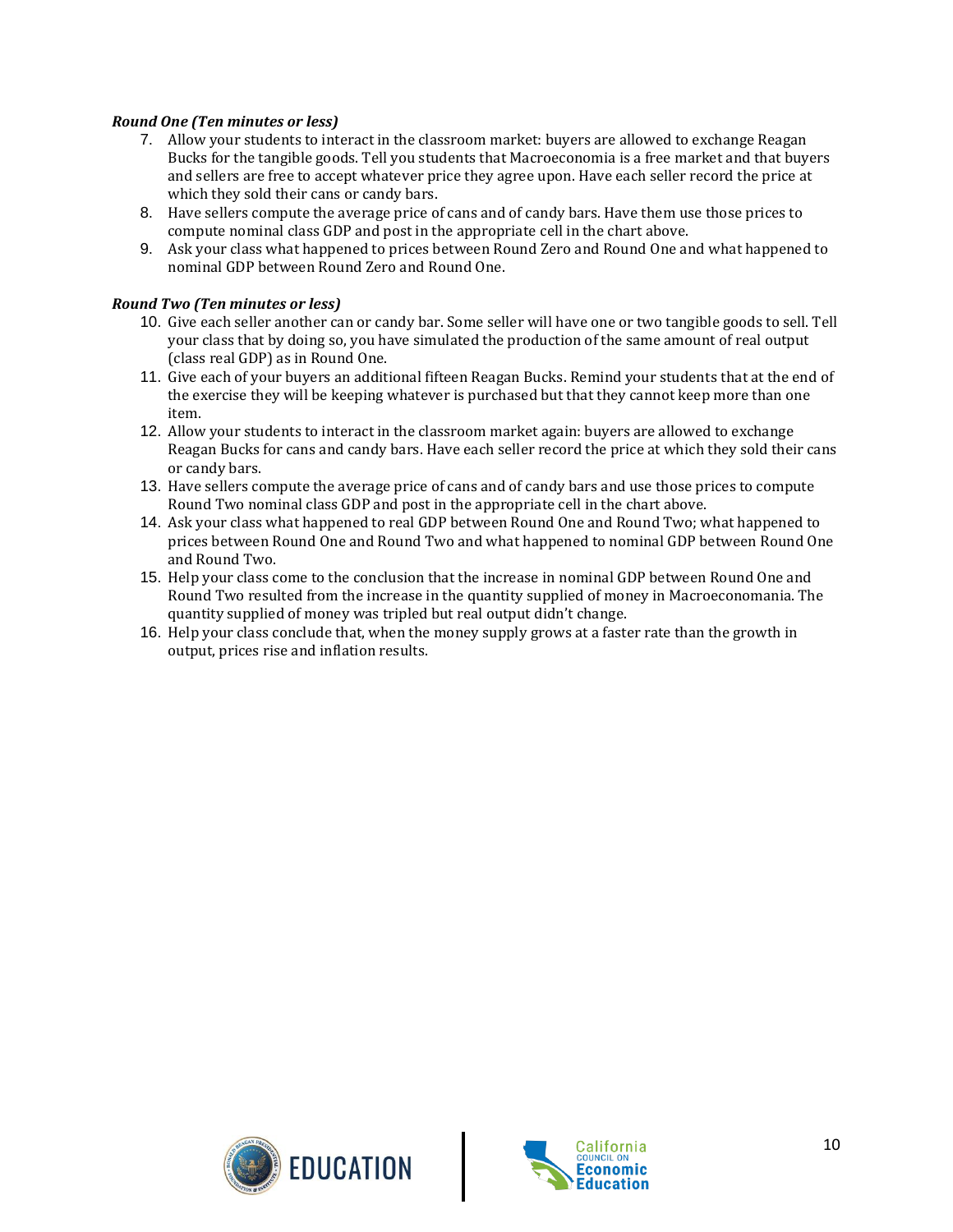***Round One (Ten minutes or less)***

7. Allow your students to interact in the classroom market: buyers are allowed to exchange Reagan Bucks for the tangible goods. Tell you students that Macroeconomia is a free market and that buyers and sellers are free to accept whatever price they agree upon. Have each seller record the price at which they sold their cans or candy bars.
8. Have sellers compute the average price of cans and of candy bars. Have them use those prices to compute nominal class GDP and post in the appropriate cell in the chart above.
9. Ask your class what happened to prices between Round Zero and Round One and what happened to nominal GDP between Round Zero and Round One.

***Round Two (Ten minutes or less)***

10. Give each seller another can or candy bar. Some seller will have one or two tangible goods to sell. Tell your class that by doing so, you have simulated the production of the same amount of real output (class real GDP) as in Round One.
11. Give each of your buyers an additional fifteen Reagan Bucks. Remind your students that at the end of the exercise they will be keeping whatever is purchased but that they cannot keep more than one item.
12. Allow your students to interact in the classroom market again: buyers are allowed to exchange Reagan Bucks for cans and candy bars. Have each seller record the price at which they sold their cans or candy bars.
13. Have sellers compute the average price of cans and of candy bars and use those prices to compute Round Two nominal class GDP and post in the appropriate cell in the chart above.
14. Ask your class what happened to real GDP between Round One and Round Two; what happened to prices between Round One and Round Two and what happened to nominal GDP between Round One and Round Two.
15. Help your class come to the conclusion that the increase in nominal GDP between Round One and Round Two resulted from the increase in the quantity supplied of money in Macroeconomania. The quantity supplied of money was tripled but real output didn't change.
16. Help your class conclude that, when the money supply grows at a faster rate than the growth in output, prices rise and inflation results.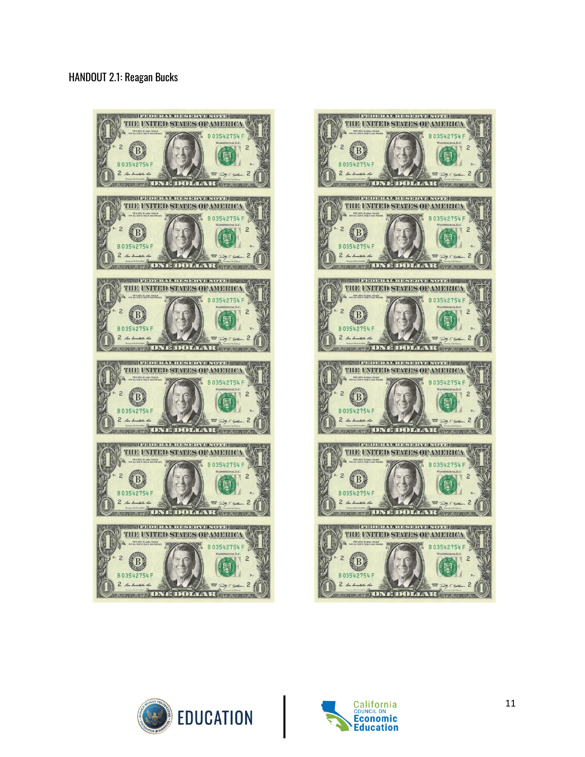HANDOUT 2.1: Reagan Bucks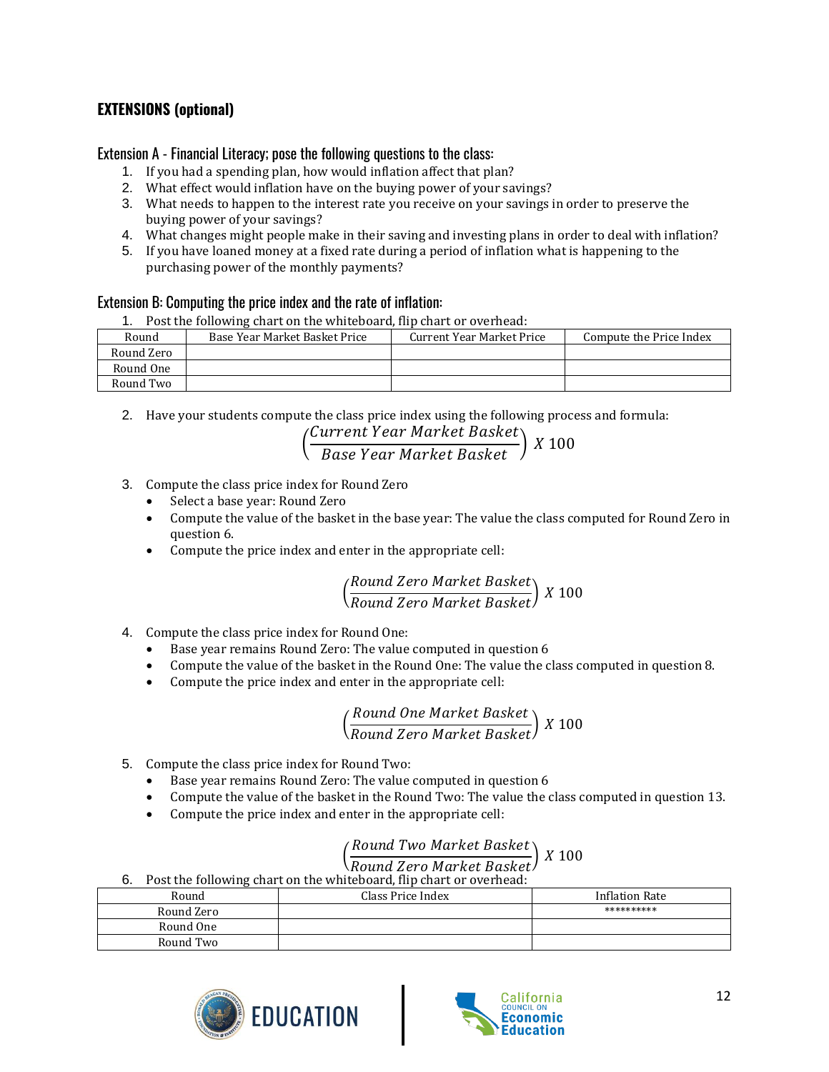## EXTENSIONS (optional)

### Extension A - Financial Literacy; pose the following questions to the class:

1. If you had a spending plan, how would inflation affect that plan?
2. What effect would inflation have on the buying power of your savings?
3. What needs to happen to the interest rate you receive on your savings in order to preserve the buying power of your savings?
4. What changes might people make in their saving and investing plans in order to deal with inflation?
5. If you have loaned money at a fixed rate during a period of inflation what is happening to the purchasing power of the monthly payments?

### Extension B: Computing the price index and the rate of inflation:

1. Post the following chart on the whiteboard, flip chart or overhead:

| Round | Base Year Market Basket Price | Current Year Market Price | Compute the Price Index |
|---|---|---|---|
| Round Zero | | | |
| Round One | | | |
| Round Two | | | |

2. Have your students compute the class price index using the following process and formula:

$$\left(\frac{Current\ Year\ Market\ Basket}{Base\ Year\ Market\ Basket}\right)\ X\ 100$$

3. Compute the class price index for Round Zero
   - Select a base year: Round Zero
   - Compute the value of the basket in the base year: The value the class computed for Round Zero in question 6.
   - Compute the price index and enter in the appropriate cell:

$$\left(\frac{Round\ Zero\ Market\ Basket}{Round\ Zero\ Market\ Basket}\right)\ X\ 100$$

4. Compute the class price index for Round One:
   - Base year remains Round Zero: The value computed in question 6
   - Compute the value of the basket in the Round One: The value the class computed in question 8.
   - Compute the price index and enter in the appropriate cell:

$$\left(\frac{Round\ One\ Market\ Basket}{Round\ Zero\ Market\ Basket}\right)\ X\ 100$$

5. Compute the class price index for Round Two:
   - Base year remains Round Zero: The value computed in question 6
   - Compute the value of the basket in the Round Two: The value the class computed in question 13.
   - Compute the price index and enter in the appropriate cell:

$$\left(\frac{Round\ Two\ Market\ Basket}{Round\ Zero\ Market\ Basket}\right)\ X\ 100$$

6. Post the following chart on the whiteboard, flip chart or overhead:

| Round | Class Price Index | Inflation Rate |
|---|---|---|
| Round Zero | | ********** |
| Round One | | |
| Round Two | | |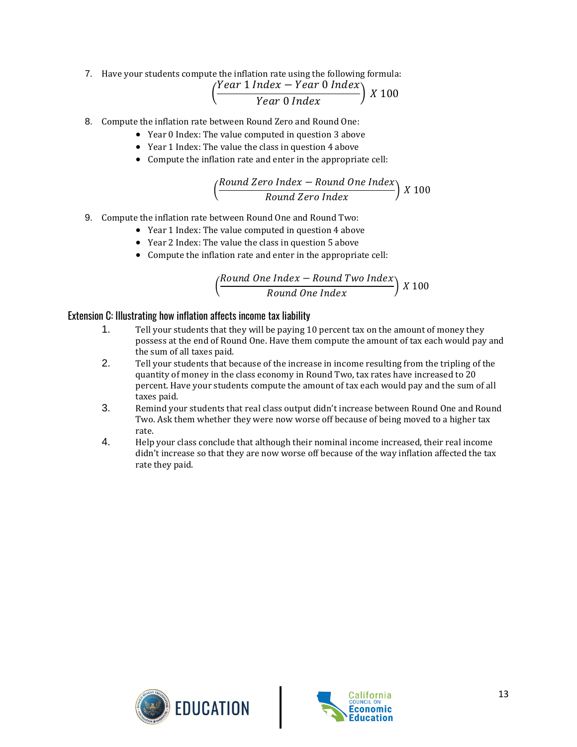7. Have your students compute the inflation rate using the following formula:

$$\left(\frac{Year\ 1\ Index - Year\ 0\ Index}{Year\ 0\ Index}\right) X\ 100$$

8. Compute the inflation rate between Round Zero and Round One:
    - Year 0 Index: The value computed in question 3 above
    - Year 1 Index: The value the class in question 4 above
    - Compute the inflation rate and enter in the appropriate cell:

$$\left(\frac{Round\ Zero\ Index - Round\ One\ Index}{Round\ Zero\ Index}\right) X\ 100$$

9. Compute the inflation rate between Round One and Round Two:
    - Year 1 Index: The value computed in question 4 above
    - Year 2 Index: The value the class in question 5 above
    - Compute the inflation rate and enter in the appropriate cell:

$$\left(\frac{Round\ One\ Index - Round\ Two\ Index}{Round\ One\ Index}\right) X\ 100$$

## Extension C: Illustrating how inflation affects income tax liability

1. Tell your students that they will be paying 10 percent tax on the amount of money they possess at the end of Round One. Have them compute the amount of tax each would pay and the sum of all taxes paid.
2. Tell your students that because of the increase in income resulting from the tripling of the quantity of money in the class economy in Round Two, tax rates have increased to 20 percent. Have your students compute the amount of tax each would pay and the sum of all taxes paid.
3. Remind your students that real class output didn't increase between Round One and Round Two. Ask them whether they were now worse off because of being moved to a higher tax rate.
4. Help your class conclude that although their nominal income increased, their real income didn't increase so that they are now worse off because of the way inflation affected the tax rate they paid.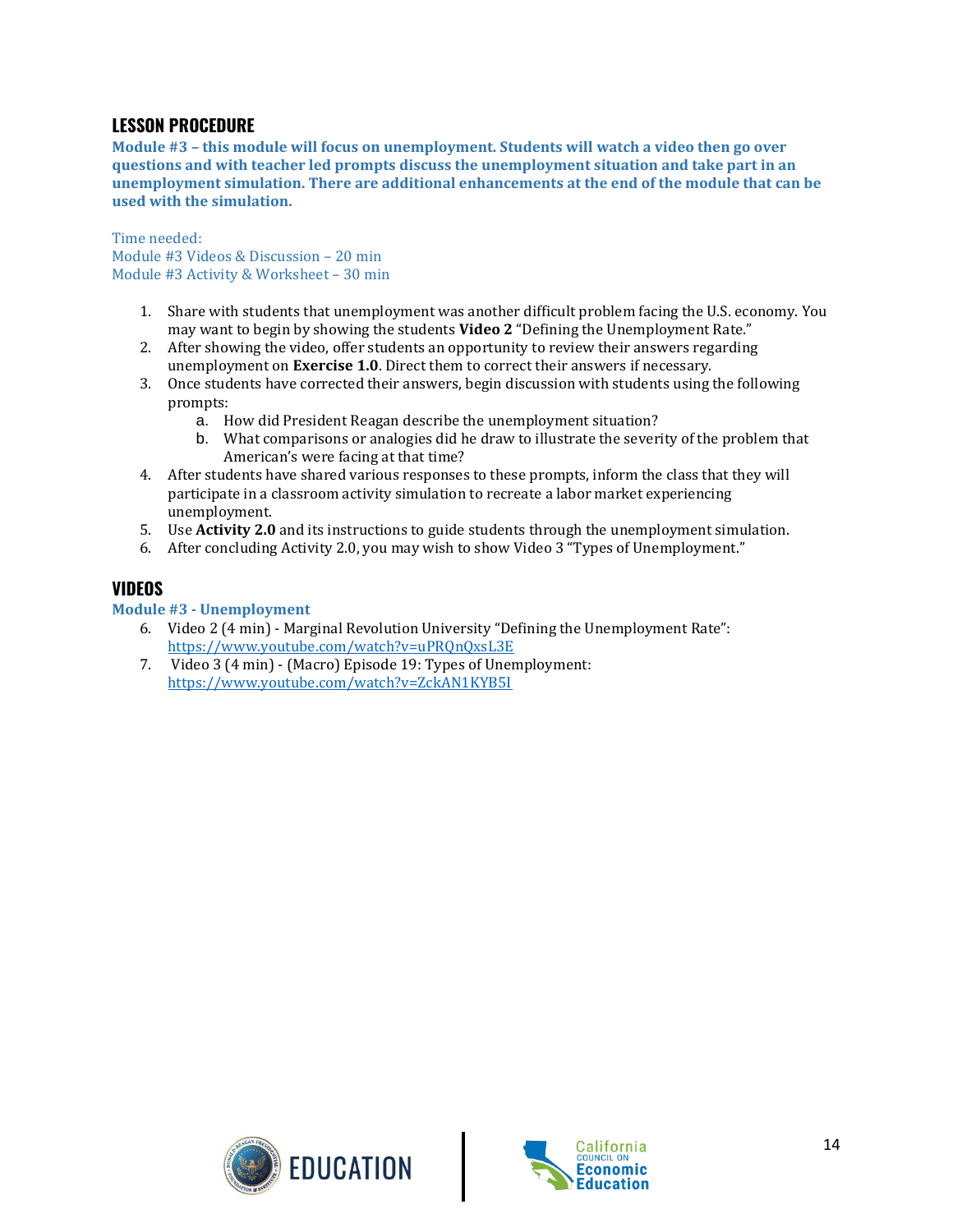## LESSON PROCEDURE

**Module #3 – this module will focus on unemployment. Students will watch a video then go over questions and with teacher led prompts discuss the unemployment situation and take part in an unemployment simulation. There are additional enhancements at the end of the module that can be used with the simulation.**

Time needed:
Module #3 Videos & Discussion – 20 min
Module #3 Activity & Worksheet – 30 min

1. Share with students that unemployment was another difficult problem facing the U.S. economy. You may want to begin by showing the students **Video 2** "Defining the Unemployment Rate."
2. After showing the video, offer students an opportunity to review their answers regarding unemployment on **Exercise 1.0**. Direct them to correct their answers if necessary.
3. Once students have corrected their answers, begin discussion with students using the following prompts:
   a. How did President Reagan describe the unemployment situation?
   b. What comparisons or analogies did he draw to illustrate the severity of the problem that American's were facing at that time?
4. After students have shared various responses to these prompts, inform the class that they will participate in a classroom activity simulation to recreate a labor market experiencing unemployment.
5. Use **Activity 2.0** and its instructions to guide students through the unemployment simulation.
6. After concluding Activity 2.0, you may wish to show Video 3 "Types of Unemployment."

## VIDEOS

**Module #3 - Unemployment**

6. Video 2 (4 min) - Marginal Revolution University "Defining the Unemployment Rate": https://www.youtube.com/watch?v=uPRQnQxsL3E
7. Video 3 (4 min) - (Macro) Episode 19: Types of Unemployment: https://www.youtube.com/watch?v=ZckAN1KYB5I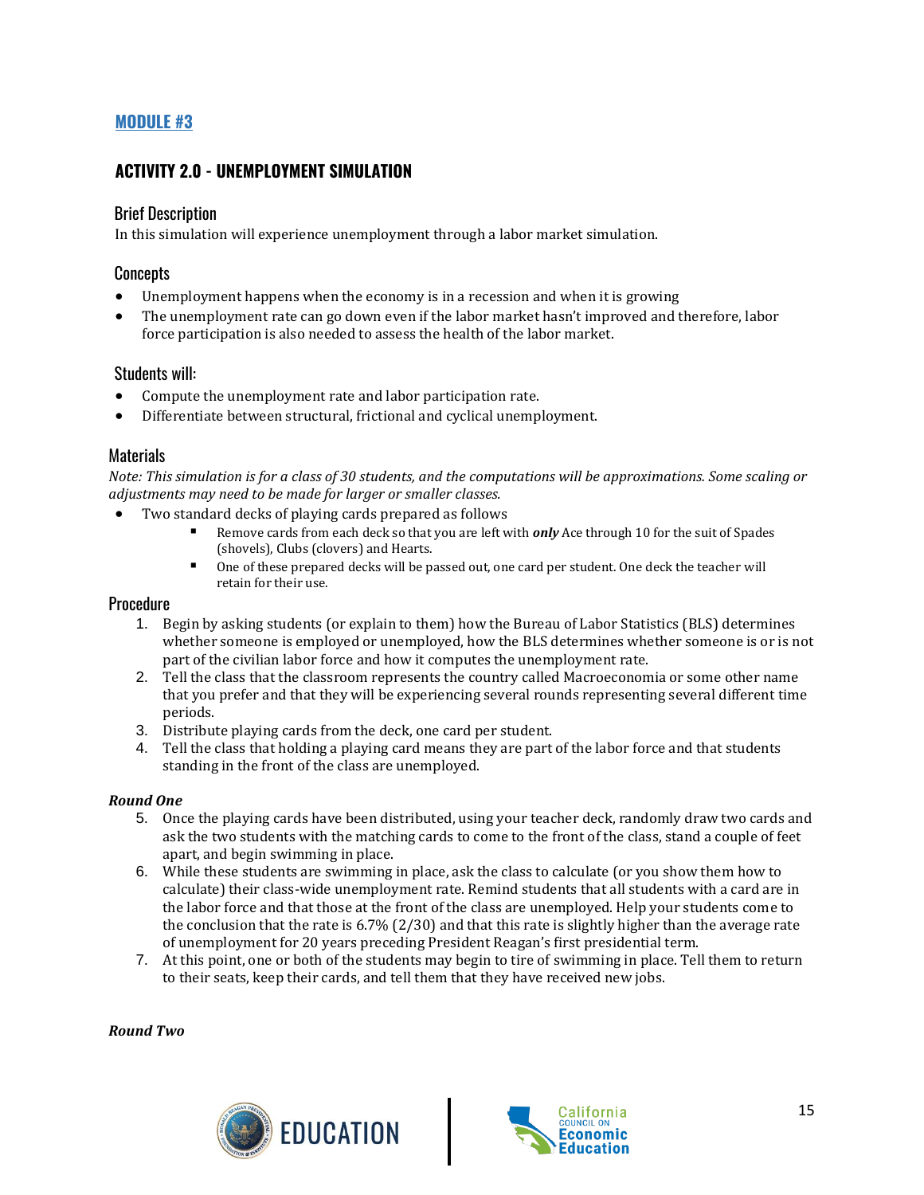## MODULE #3

### ACTIVITY 2.0 - UNEMPLOYMENT SIMULATION

#### Brief Description

In this simulation will experience unemployment through a labor market simulation.

#### Concepts

- Unemployment happens when the economy is in a recession and when it is growing
- The unemployment rate can go down even if the labor market hasn't improved and therefore, labor force participation is also needed to assess the health of the labor market.

#### Students will:

- Compute the unemployment rate and labor participation rate.
- Differentiate between structural, frictional and cyclical unemployment.

#### Materials

*Note: This simulation is for a class of 30 students, and the computations will be approximations. Some scaling or adjustments may need to be made for larger or smaller classes.*

- Two standard decks of playing cards prepared as follows
  - Remove cards from each deck so that you are left with ***only*** Ace through 10 for the suit of Spades (shovels), Clubs (clovers) and Hearts.
  - One of these prepared decks will be passed out, one card per student. One deck the teacher will retain for their use.

#### Procedure

1. Begin by asking students (or explain to them) how the Bureau of Labor Statistics (BLS) determines whether someone is employed or unemployed, how the BLS determines whether someone is or is not part of the civilian labor force and how it computes the unemployment rate.
2. Tell the class that the classroom represents the country called Macroeconomia or some other name that you prefer and that they will be experiencing several rounds representing several different time periods.
3. Distribute playing cards from the deck, one card per student.
4. Tell the class that holding a playing card means they are part of the labor force and that students standing in the front of the class are unemployed.

***Round One***

5. Once the playing cards have been distributed, using your teacher deck, randomly draw two cards and ask the two students with the matching cards to come to the front of the class, stand a couple of feet apart, and begin swimming in place.
6. While these students are swimming in place, ask the class to calculate (or you show them how to calculate) their class-wide unemployment rate. Remind students that all students with a card are in the labor force and that those at the front of the class are unemployed. Help your students come to the conclusion that the rate is 6.7% (2/30) and that this rate is slightly higher than the average rate of unemployment for 20 years preceding President Reagan's first presidential term.
7. At this point, one or both of the students may begin to tire of swimming in place. Tell them to return to their seats, keep their cards, and tell them that they have received new jobs.

***Round Two***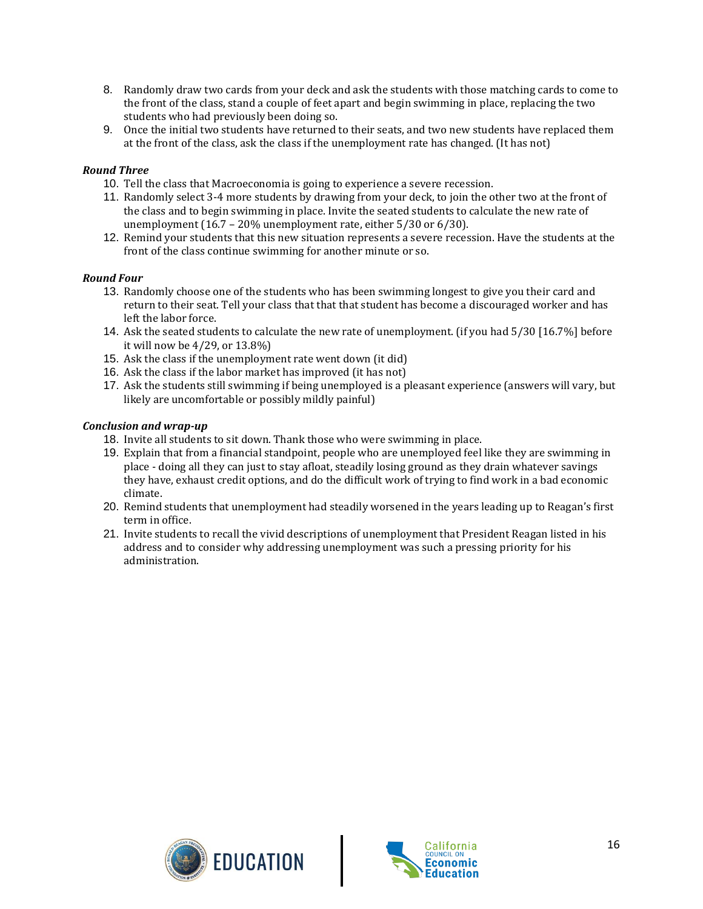8. Randomly draw two cards from your deck and ask the students with those matching cards to come to the front of the class, stand a couple of feet apart and begin swimming in place, replacing the two students who had previously been doing so.
9. Once the initial two students have returned to their seats, and two new students have replaced them at the front of the class, ask the class if the unemployment rate has changed. (It has not)

***Round Three***

10. Tell the class that Macroeconomia is going to experience a severe recession.
11. Randomly select 3-4 more students by drawing from your deck, to join the other two at the front of the class and to begin swimming in place. Invite the seated students to calculate the new rate of unemployment (16.7 – 20% unemployment rate, either 5/30 or 6/30).
12. Remind your students that this new situation represents a severe recession. Have the students at the front of the class continue swimming for another minute or so.

***Round Four***

13. Randomly choose one of the students who has been swimming longest to give you their card and return to their seat. Tell your class that that that student has become a discouraged worker and has left the labor force.
14. Ask the seated students to calculate the new rate of unemployment. (if you had 5/30 [16.7%] before it will now be 4/29, or 13.8%)
15. Ask the class if the unemployment rate went down (it did)
16. Ask the class if the labor market has improved (it has not)
17. Ask the students still swimming if being unemployed is a pleasant experience (answers will vary, but likely are uncomfortable or possibly mildly painful)

***Conclusion and wrap-up***

18. Invite all students to sit down. Thank those who were swimming in place.
19. Explain that from a financial standpoint, people who are unemployed feel like they are swimming in place - doing all they can just to stay afloat, steadily losing ground as they drain whatever savings they have, exhaust credit options, and do the difficult work of trying to find work in a bad economic climate.
20. Remind students that unemployment had steadily worsened in the years leading up to Reagan's first term in office.
21. Invite students to recall the vivid descriptions of unemployment that President Reagan listed in his address and to consider why addressing unemployment was such a pressing priority for his administration.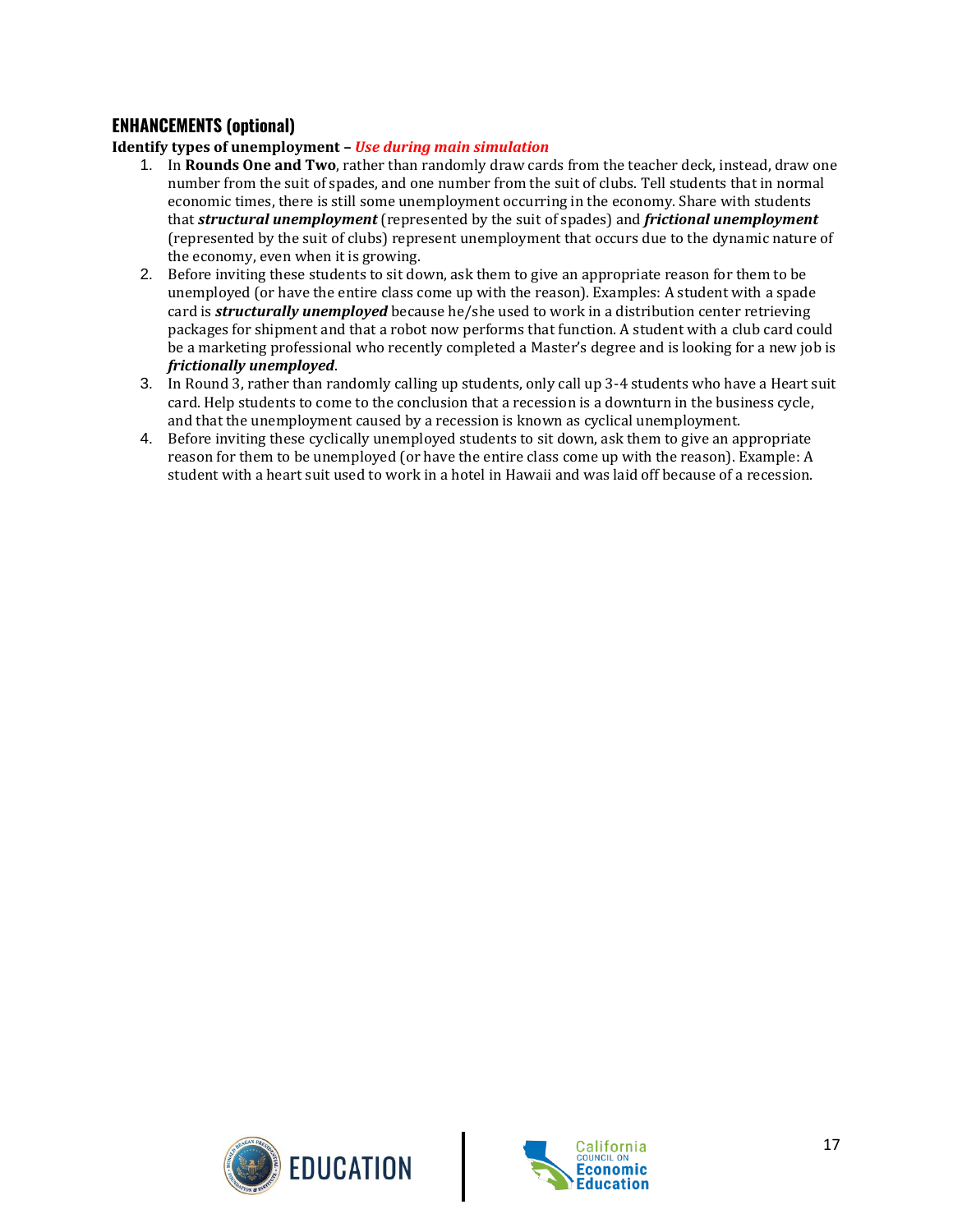## ENHANCEMENTS (optional)

**Identify types of unemployment –** ***Use during main simulation***

1. In **Rounds One and Two**, rather than randomly draw cards from the teacher deck, instead, draw one number from the suit of spades, and one number from the suit of clubs. Tell students that in normal economic times, there is still some unemployment occurring in the economy. Share with students that ***structural unemployment*** (represented by the suit of spades) and ***frictional unemployment*** (represented by the suit of clubs) represent unemployment that occurs due to the dynamic nature of the economy, even when it is growing.
2. Before inviting these students to sit down, ask them to give an appropriate reason for them to be unemployed (or have the entire class come up with the reason). Examples: A student with a spade card is ***structurally unemployed*** because he/she used to work in a distribution center retrieving packages for shipment and that a robot now performs that function. A student with a club card could be a marketing professional who recently completed a Master's degree and is looking for a new job is ***frictionally unemployed***.
3. In Round 3, rather than randomly calling up students, only call up 3-4 students who have a Heart suit card. Help students to come to the conclusion that a recession is a downturn in the business cycle, and that the unemployment caused by a recession is known as cyclical unemployment.
4. Before inviting these cyclically unemployed students to sit down, ask them to give an appropriate reason for them to be unemployed (or have the entire class come up with the reason). Example: A student with a heart suit used to work in a hotel in Hawaii and was laid off because of a recession.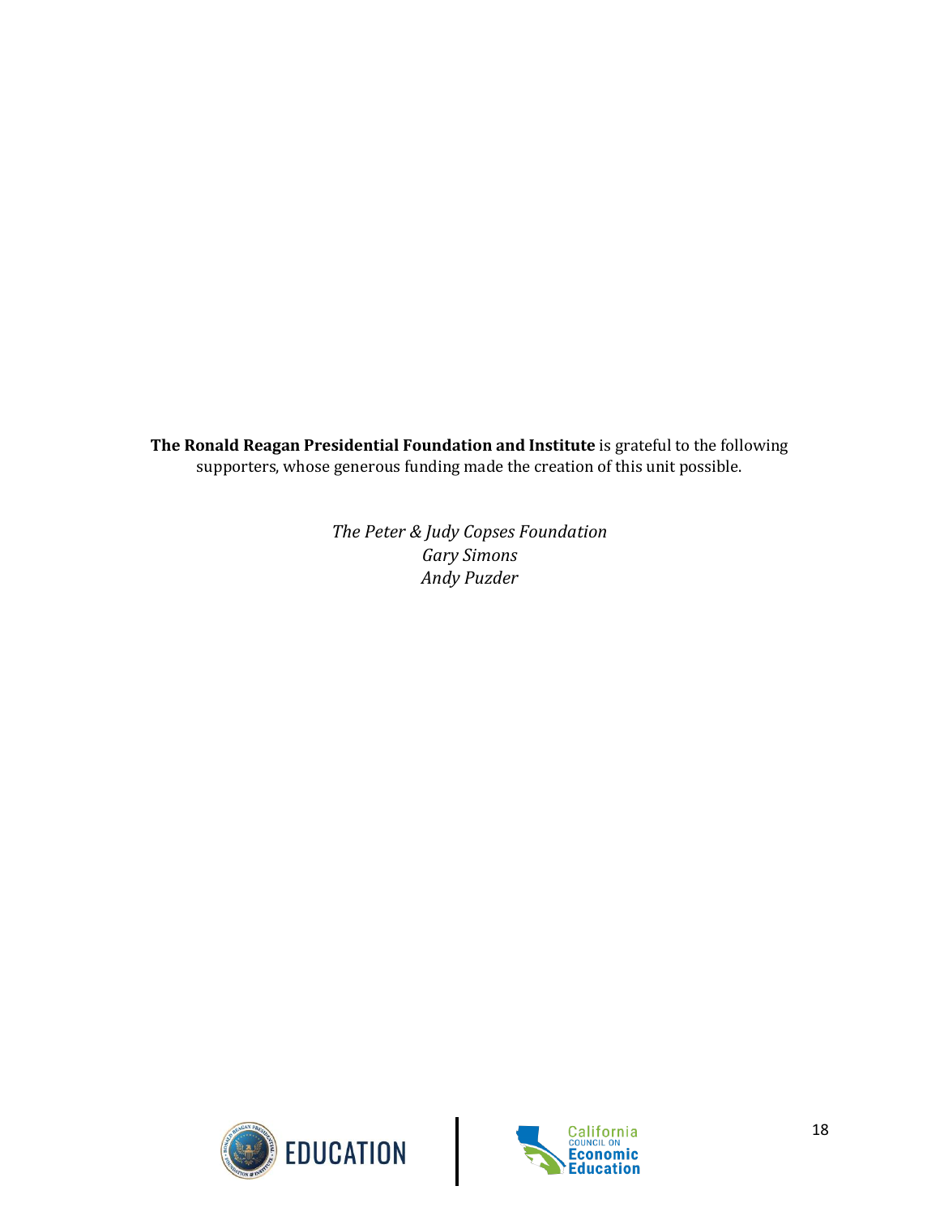**The Ronald Reagan Presidential Foundation and Institute** is grateful to the following supporters, whose generous funding made the creation of this unit possible.

*The Peter & Judy Copses Foundation*
*Gary Simons*
*Andy Puzder*